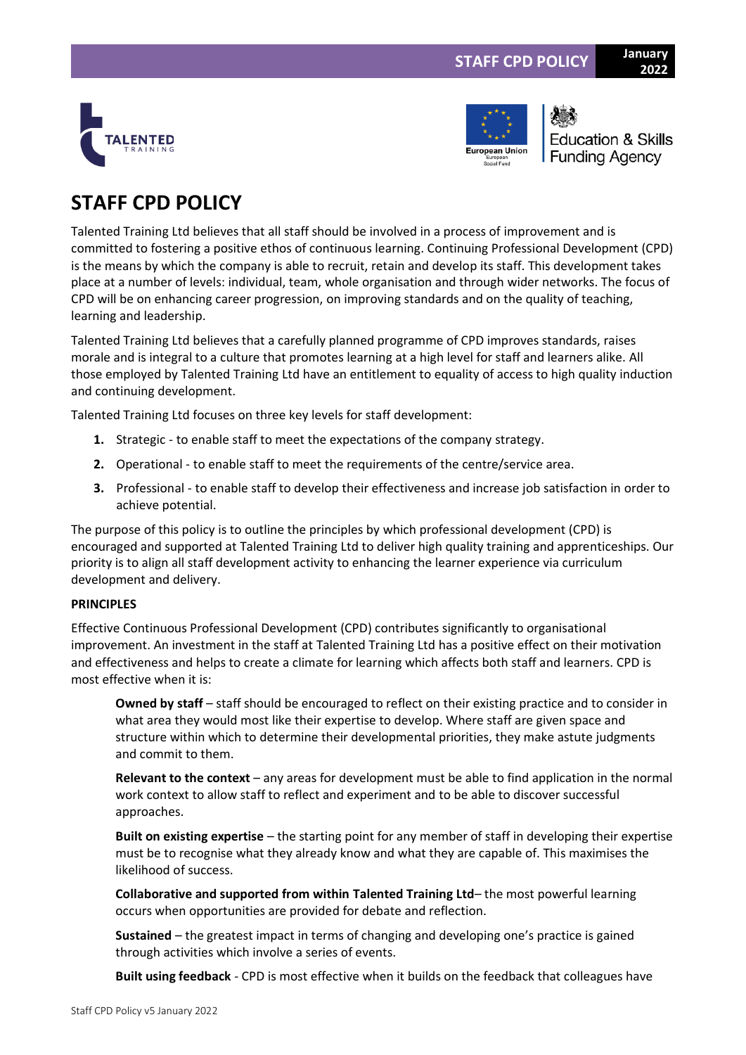# STAFF CPD POLICY

Talented Training Ltd believes that all staff should be involved in a process of improvement and is committed to fostering a positive ethos of continuous learning. Continuing Professional Development (CPD) is the means by which the company is able to recruit, retain and develop its staff. This development takes place at a number of levels: individual, team, whole organisation and through wider networks. The focus of CPD will be on enhancing career progression, on improving standards and on the quality of teaching, learning and leadership.

Talented Training Ltd believes that a carefully planned programme of CPD improves standards, raises morale and is integral to a culture that promotes learning at a high level for staff and learners alike. All those employed by Talented Training Ltd have an entitlement to equality of access to high quality induction and continuing development.

Talented Training Ltd focuses on three key levels for staff development:

1. Strategic - to enable staff to meet the expectations of the company strategy.
2. Operational - to enable staff to meet the requirements of the centre/service area.
3. Professional - to enable staff to develop their effectiveness and increase job satisfaction in order to achieve potential.

The purpose of this policy is to outline the principles by which professional development (CPD) is encouraged and supported at Talented Training Ltd to deliver high quality training and apprenticeships. Our priority is to align all staff development activity to enhancing the learner experience via curriculum development and delivery.

**PRINCIPLES**

Effective Continuous Professional Development (CPD) contributes significantly to organisational improvement. An investment in the staff at Talented Training Ltd has a positive effect on their motivation and effectiveness and helps to create a climate for learning which affects both staff and learners. CPD is most effective when it is:

**Owned by staff** – staff should be encouraged to reflect on their existing practice and to consider in what area they would most like their expertise to develop. Where staff are given space and structure within which to determine their developmental priorities, they make astute judgments and commit to them.

**Relevant to the context** – any areas for development must be able to find application in the normal work context to allow staff to reflect and experiment and to be able to discover successful approaches.

**Built on existing expertise** – the starting point for any member of staff in developing their expertise must be to recognise what they already know and what they are capable of. This maximises the likelihood of success.

**Collaborative and supported from within Talented Training Ltd**– the most powerful learning occurs when opportunities are provided for debate and reflection.

**Sustained** – the greatest impact in terms of changing and developing one's practice is gained through activities which involve a series of events.

**Built using feedback** - CPD is most effective when it builds on the feedback that colleagues have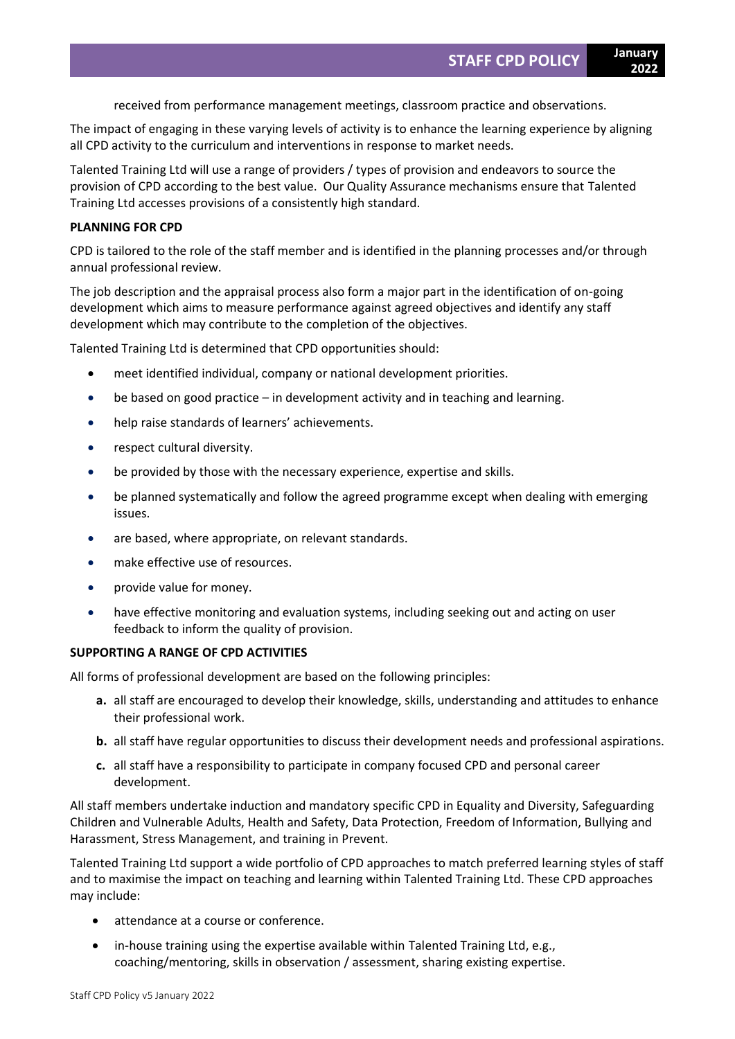received from performance management meetings, classroom practice and observations.

The impact of engaging in these varying levels of activity is to enhance the learning experience by aligning all CPD activity to the curriculum and interventions in response to market needs.

Talented Training Ltd will use a range of providers / types of provision and endeavors to source the provision of CPD according to the best value. Our Quality Assurance mechanisms ensure that Talented Training Ltd accesses provisions of a consistently high standard.

**PLANNING FOR CPD**

CPD is tailored to the role of the staff member and is identified in the planning processes and/or through annual professional review.

The job description and the appraisal process also form a major part in the identification of on-going development which aims to measure performance against agreed objectives and identify any staff development which may contribute to the completion of the objectives.

Talented Training Ltd is determined that CPD opportunities should:

- meet identified individual, company or national development priorities.
- be based on good practice – in development activity and in teaching and learning.
- help raise standards of learners' achievements.
- respect cultural diversity.
- be provided by those with the necessary experience, expertise and skills.
- be planned systematically and follow the agreed programme except when dealing with emerging issues.
- are based, where appropriate, on relevant standards.
- make effective use of resources.
- provide value for money.
- have effective monitoring and evaluation systems, including seeking out and acting on user feedback to inform the quality of provision.

**SUPPORTING A RANGE OF CPD ACTIVITIES**

All forms of professional development are based on the following principles:

**a.** all staff are encouraged to develop their knowledge, skills, understanding and attitudes to enhance their professional work.

**b.** all staff have regular opportunities to discuss their development needs and professional aspirations.

**c.** all staff have a responsibility to participate in company focused CPD and personal career development.

All staff members undertake induction and mandatory specific CPD in Equality and Diversity, Safeguarding Children and Vulnerable Adults, Health and Safety, Data Protection, Freedom of Information, Bullying and Harassment, Stress Management, and training in Prevent.

Talented Training Ltd support a wide portfolio of CPD approaches to match preferred learning styles of staff and to maximise the impact on teaching and learning within Talented Training Ltd. These CPD approaches may include:

- attendance at a course or conference.
- in-house training using the expertise available within Talented Training Ltd, e.g., coaching/mentoring, skills in observation / assessment, sharing existing expertise.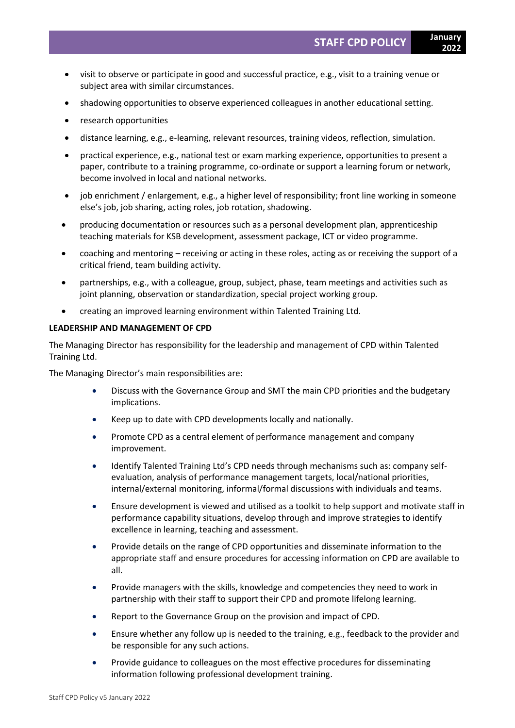- visit to observe or participate in good and successful practice, e.g., visit to a training venue or subject area with similar circumstances.
- shadowing opportunities to observe experienced colleagues in another educational setting.
- research opportunities
- distance learning, e.g., e-learning, relevant resources, training videos, reflection, simulation.
- practical experience, e.g., national test or exam marking experience, opportunities to present a paper, contribute to a training programme, co-ordinate or support a learning forum or network, become involved in local and national networks.
- job enrichment / enlargement, e.g., a higher level of responsibility; front line working in someone else's job, job sharing, acting roles, job rotation, shadowing.
- producing documentation or resources such as a personal development plan, apprenticeship teaching materials for KSB development, assessment package, ICT or video programme.
- coaching and mentoring – receiving or acting in these roles, acting as or receiving the support of a critical friend, team building activity.
- partnerships, e.g., with a colleague, group, subject, phase, team meetings and activities such as joint planning, observation or standardization, special project working group.
- creating an improved learning environment within Talented Training Ltd.

**LEADERSHIP AND MANAGEMENT OF CPD**

The Managing Director has responsibility for the leadership and management of CPD within Talented Training Ltd.

The Managing Director's main responsibilities are:

- Discuss with the Governance Group and SMT the main CPD priorities and the budgetary implications.
- Keep up to date with CPD developments locally and nationally.
- Promote CPD as a central element of performance management and company improvement.
- Identify Talented Training Ltd's CPD needs through mechanisms such as: company self-evaluation, analysis of performance management targets, local/national priorities, internal/external monitoring, informal/formal discussions with individuals and teams.
- Ensure development is viewed and utilised as a toolkit to help support and motivate staff in performance capability situations, develop through and improve strategies to identify excellence in learning, teaching and assessment.
- Provide details on the range of CPD opportunities and disseminate information to the appropriate staff and ensure procedures for accessing information on CPD are available to all.
- Provide managers with the skills, knowledge and competencies they need to work in partnership with their staff to support their CPD and promote lifelong learning.
- Report to the Governance Group on the provision and impact of CPD.
- Ensure whether any follow up is needed to the training, e.g., feedback to the provider and be responsible for any such actions.
- Provide guidance to colleagues on the most effective procedures for disseminating information following professional development training.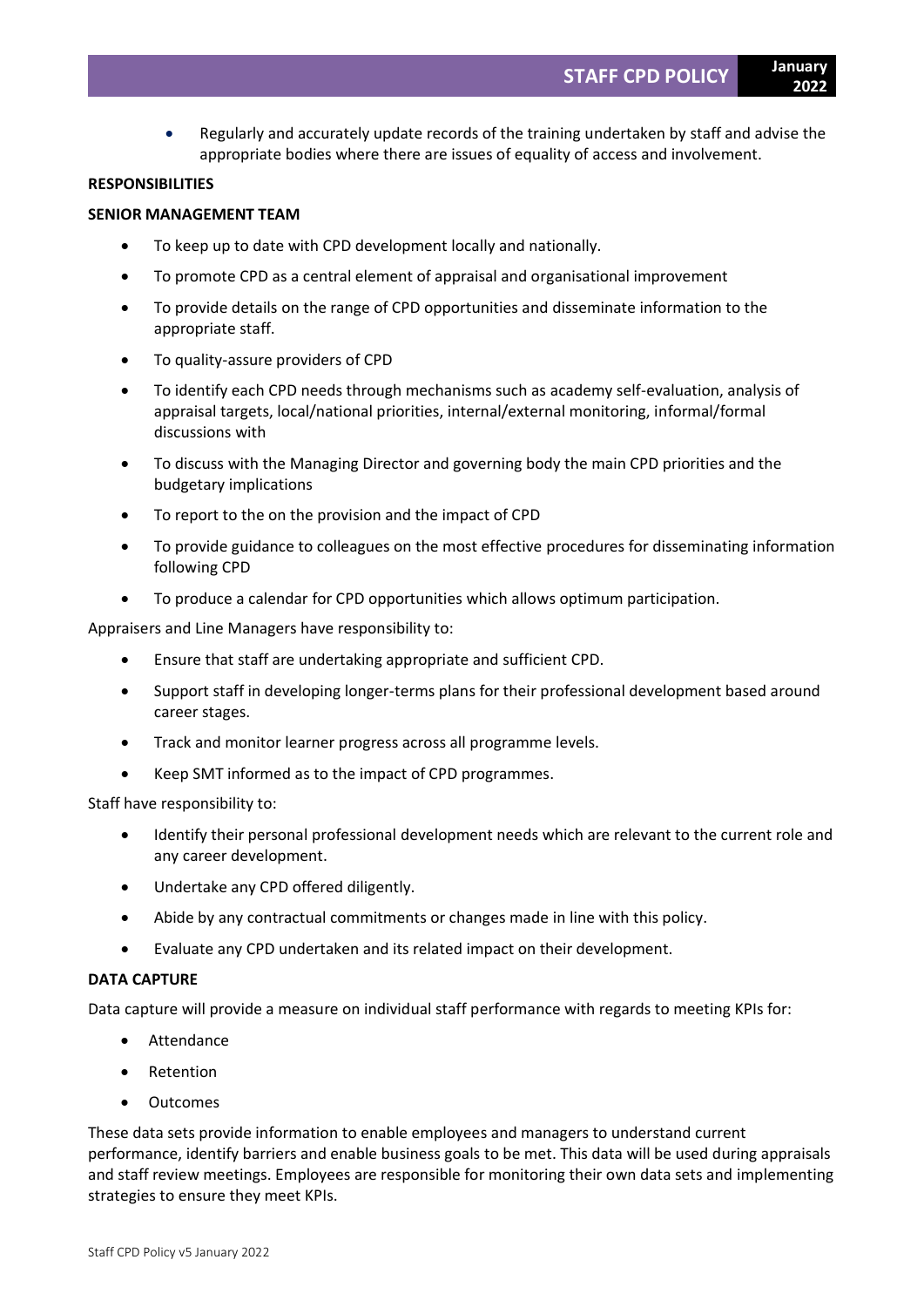- Regularly and accurately update records of the training undertaken by staff and advise the appropriate bodies where there are issues of equality of access and involvement.

**RESPONSIBILITIES**

**SENIOR MANAGEMENT TEAM**

- To keep up to date with CPD development locally and nationally.
- To promote CPD as a central element of appraisal and organisational improvement
- To provide details on the range of CPD opportunities and disseminate information to the appropriate staff.
- To quality-assure providers of CPD
- To identify each CPD needs through mechanisms such as academy self-evaluation, analysis of appraisal targets, local/national priorities, internal/external monitoring, informal/formal discussions with
- To discuss with the Managing Director and governing body the main CPD priorities and the budgetary implications
- To report to the on the provision and the impact of CPD
- To provide guidance to colleagues on the most effective procedures for disseminating information following CPD
- To produce a calendar for CPD opportunities which allows optimum participation.

Appraisers and Line Managers have responsibility to:

- Ensure that staff are undertaking appropriate and sufficient CPD.
- Support staff in developing longer-terms plans for their professional development based around career stages.
- Track and monitor learner progress across all programme levels.
- Keep SMT informed as to the impact of CPD programmes.

Staff have responsibility to:

- Identify their personal professional development needs which are relevant to the current role and any career development.
- Undertake any CPD offered diligently.
- Abide by any contractual commitments or changes made in line with this policy.
- Evaluate any CPD undertaken and its related impact on their development.

**DATA CAPTURE**

Data capture will provide a measure on individual staff performance with regards to meeting KPIs for:

- Attendance
- Retention
- Outcomes

These data sets provide information to enable employees and managers to understand current performance, identify barriers and enable business goals to be met. This data will be used during appraisals and staff review meetings. Employees are responsible for monitoring their own data sets and implementing strategies to ensure they meet KPIs.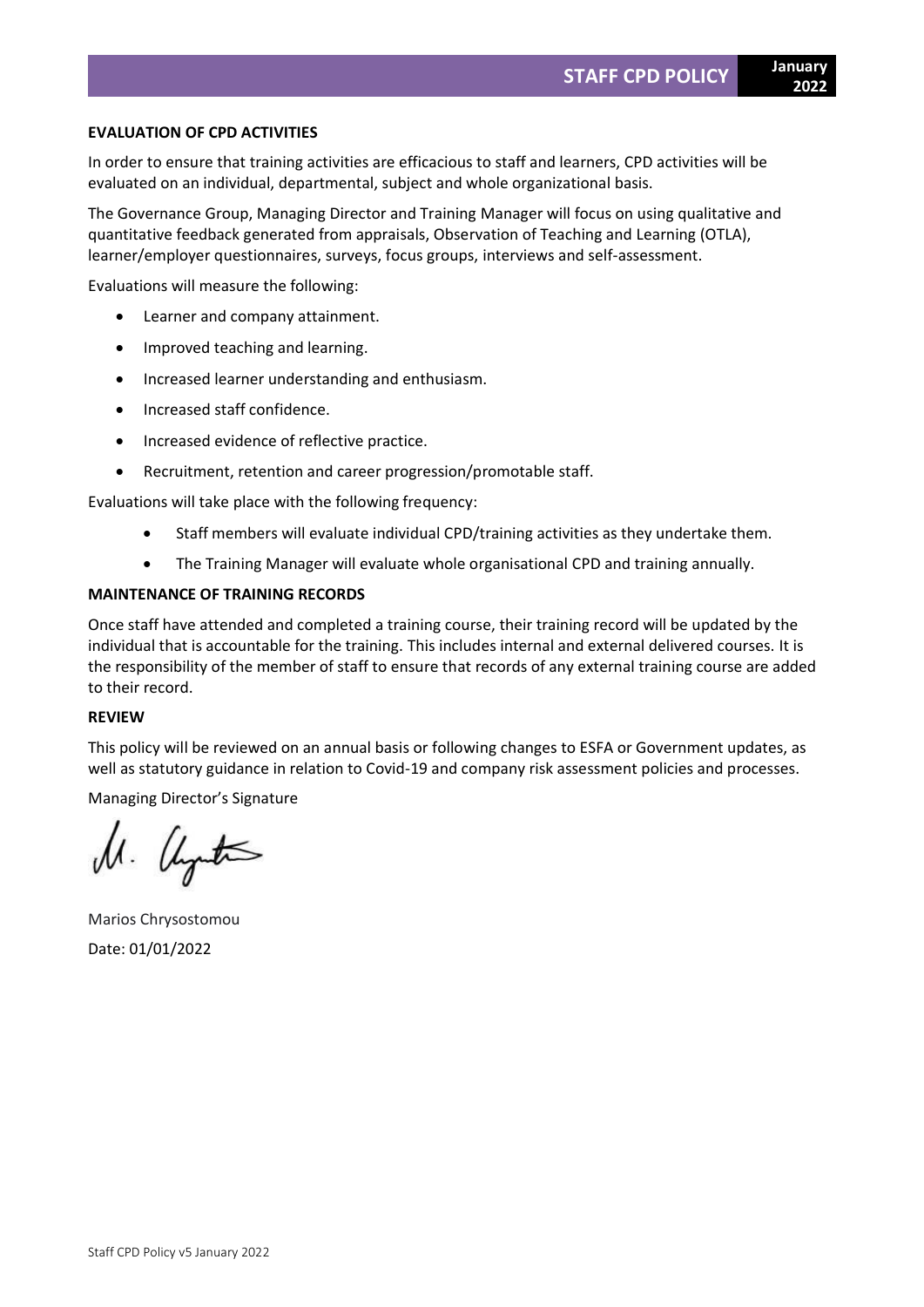## EVALUATION OF CPD ACTIVITIES

In order to ensure that training activities are efficacious to staff and learners, CPD activities will be evaluated on an individual, departmental, subject and whole organizational basis.

The Governance Group, Managing Director and Training Manager will focus on using qualitative and quantitative feedback generated from appraisals, Observation of Teaching and Learning (OTLA), learner/employer questionnaires, surveys, focus groups, interviews and self-assessment.

Evaluations will measure the following:

- Learner and company attainment.
- Improved teaching and learning.
- Increased learner understanding and enthusiasm.
- Increased staff confidence.
- Increased evidence of reflective practice.
- Recruitment, retention and career progression/promotable staff.

Evaluations will take place with the following frequency:

- Staff members will evaluate individual CPD/training activities as they undertake them.
- The Training Manager will evaluate whole organisational CPD and training annually.

## MAINTENANCE OF TRAINING RECORDS

Once staff have attended and completed a training course, their training record will be updated by the individual that is accountable for the training. This includes internal and external delivered courses. It is the responsibility of the member of staff to ensure that records of any external training course are added to their record.

## REVIEW

This policy will be reviewed on an annual basis or following changes to ESFA or Government updates, as well as statutory guidance in relation to Covid-19 and company risk assessment policies and processes.

Managing Director's Signature

Marios Chrysostomou

Date: 01/01/2022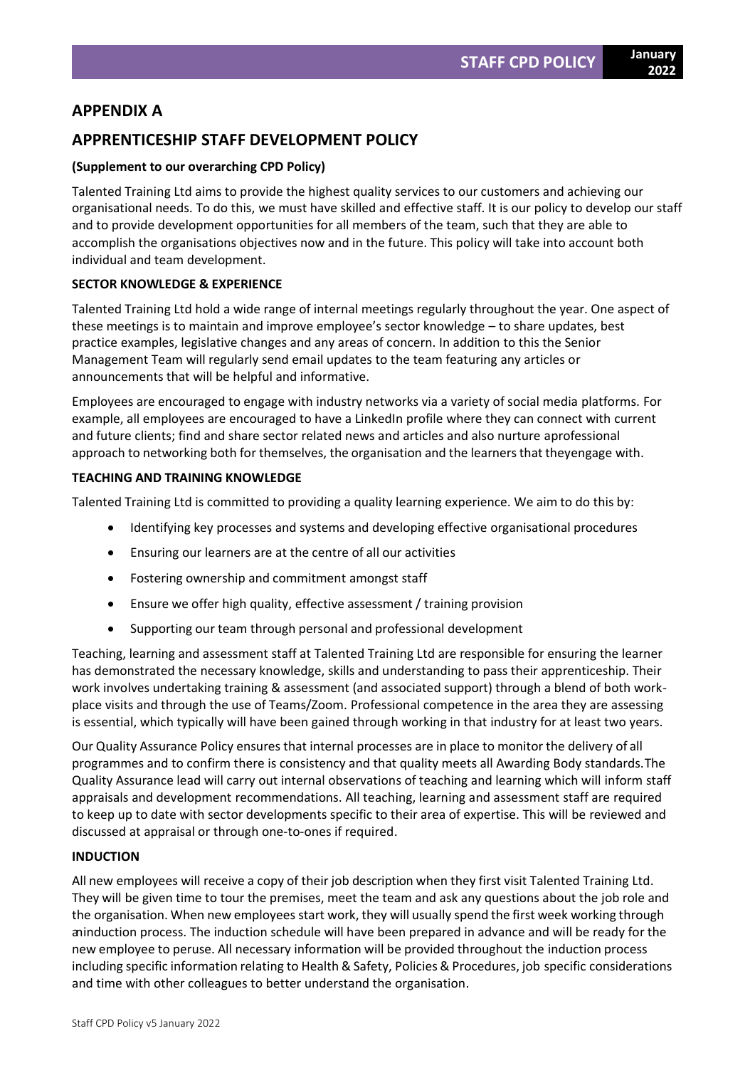## APPENDIX A

## APPRENTICESHIP STAFF DEVELOPMENT POLICY

**(Supplement to our overarching CPD Policy)**

Talented Training Ltd aims to provide the highest quality services to our customers and achieving our organisational needs. To do this, we must have skilled and effective staff. It is our policy to develop our staff and to provide development opportunities for all members of the team, such that they are able to accomplish the organisations objectives now and in the future. This policy will take into account both individual and team development.

**SECTOR KNOWLEDGE & EXPERIENCE**

Talented Training Ltd hold a wide range of internal meetings regularly throughout the year. One aspect of these meetings is to maintain and improve employee's sector knowledge – to share updates, best practice examples, legislative changes and any areas of concern. In addition to this the Senior Management Team will regularly send email updates to the team featuring any articles or announcements that will be helpful and informative.

Employees are encouraged to engage with industry networks via a variety of social media platforms. For example, all employees are encouraged to have a LinkedIn profile where they can connect with current and future clients; find and share sector related news and articles and also nurture aprofessional approach to networking both for themselves, the organisation and the learners that theyengage with.

**TEACHING AND TRAINING KNOWLEDGE**

Talented Training Ltd is committed to providing a quality learning experience. We aim to do this by:

- Identifying key processes and systems and developing effective organisational procedures
- Ensuring our learners are at the centre of all our activities
- Fostering ownership and commitment amongst staff
- Ensure we offer high quality, effective assessment / training provision
- Supporting our team through personal and professional development

Teaching, learning and assessment staff at Talented Training Ltd are responsible for ensuring the learner has demonstrated the necessary knowledge, skills and understanding to pass their apprenticeship. Their work involves undertaking training & assessment (and associated support) through a blend of both work-place visits and through the use of Teams/Zoom. Professional competence in the area they are assessing is essential, which typically will have been gained through working in that industry for at least two years.

Our Quality Assurance Policy ensures that internal processes are in place to monitor the delivery of all programmes and to confirm there is consistency and that quality meets all Awarding Body standards. The Quality Assurance lead will carry out internal observations of teaching and learning which will inform staff appraisals and development recommendations. All teaching, learning and assessment staff are required to keep up to date with sector developments specific to their area of expertise. This will be reviewed and discussed at appraisal or through one-to-ones if required.

**INDUCTION**

All new employees will receive a copy of their job description when they first visit Talented Training Ltd. They will be given time to tour the premises, meet the team and ask any questions about the job role and the organisation. When new employees start work, they will usually spend the first week working through aninduction process. The induction schedule will have been prepared in advance and will be ready for the new employee to peruse. All necessary information will be provided throughout the induction process including specific information relating to Health & Safety, Policies & Procedures, job specific considerations and time with other colleagues to better understand the organisation.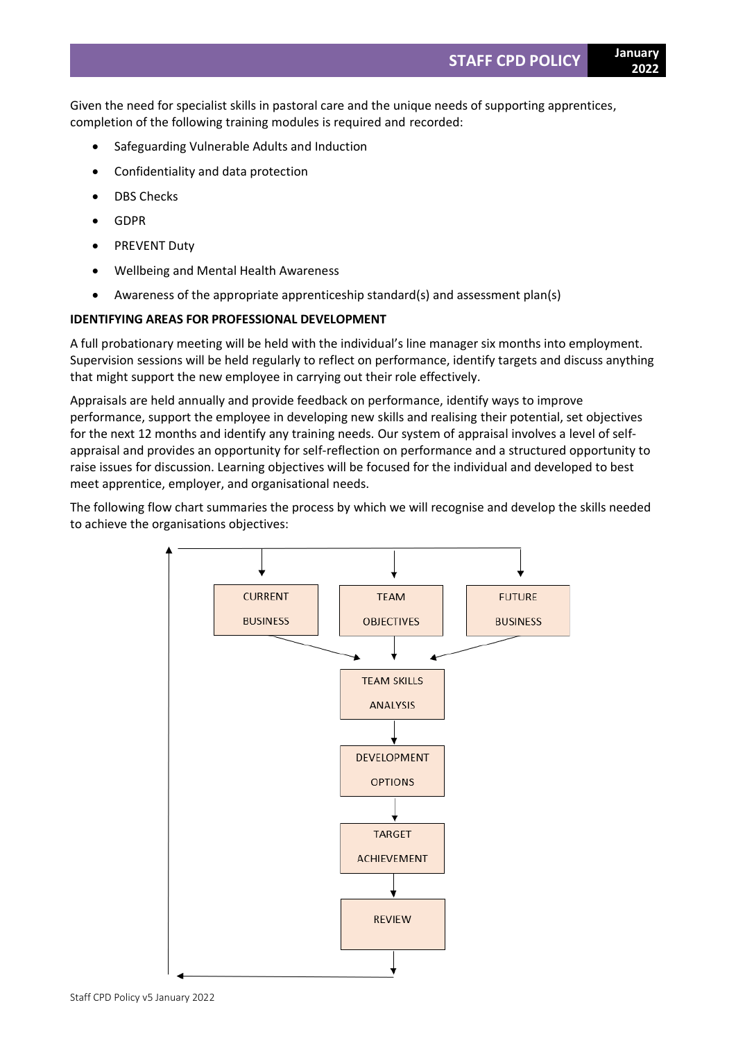Given the need for specialist skills in pastoral care and the unique needs of supporting apprentices, completion of the following training modules is required and recorded:

- Safeguarding Vulnerable Adults and Induction
- Confidentiality and data protection
- DBS Checks
- GDPR
- PREVENT Duty
- Wellbeing and Mental Health Awareness
- Awareness of the appropriate apprenticeship standard(s) and assessment plan(s)

**IDENTIFYING AREAS FOR PROFESSIONAL DEVELOPMENT**

A full probationary meeting will be held with the individual's line manager six months into employment. Supervision sessions will be held regularly to reflect on performance, identify targets and discuss anything that might support the new employee in carrying out their role effectively.

Appraisals are held annually and provide feedback on performance, identify ways to improve performance, support the employee in developing new skills and realising their potential, set objectives for the next 12 months and identify any training needs. Our system of appraisal involves a level of self-appraisal and provides an opportunity for self-reflection on performance and a structured opportunity to raise issues for discussion. Learning objectives will be focused for the individual and developed to best meet apprentice, employer, and organisational needs.

The following flow chart summaries the process by which we will recognise and develop the skills needed to achieve the organisations objectives:

CURRENT BUSINESS | TEAM OBJECTIVES | FUTURE BUSINESS

→ TEAM SKILLS ANALYSIS

→ DEVELOPMENT OPTIONS

→ TARGET ACHIEVEMENT

→ REVIEW

→ (returns to CURRENT BUSINESS, TEAM OBJECTIVES, FUTURE BUSINESS)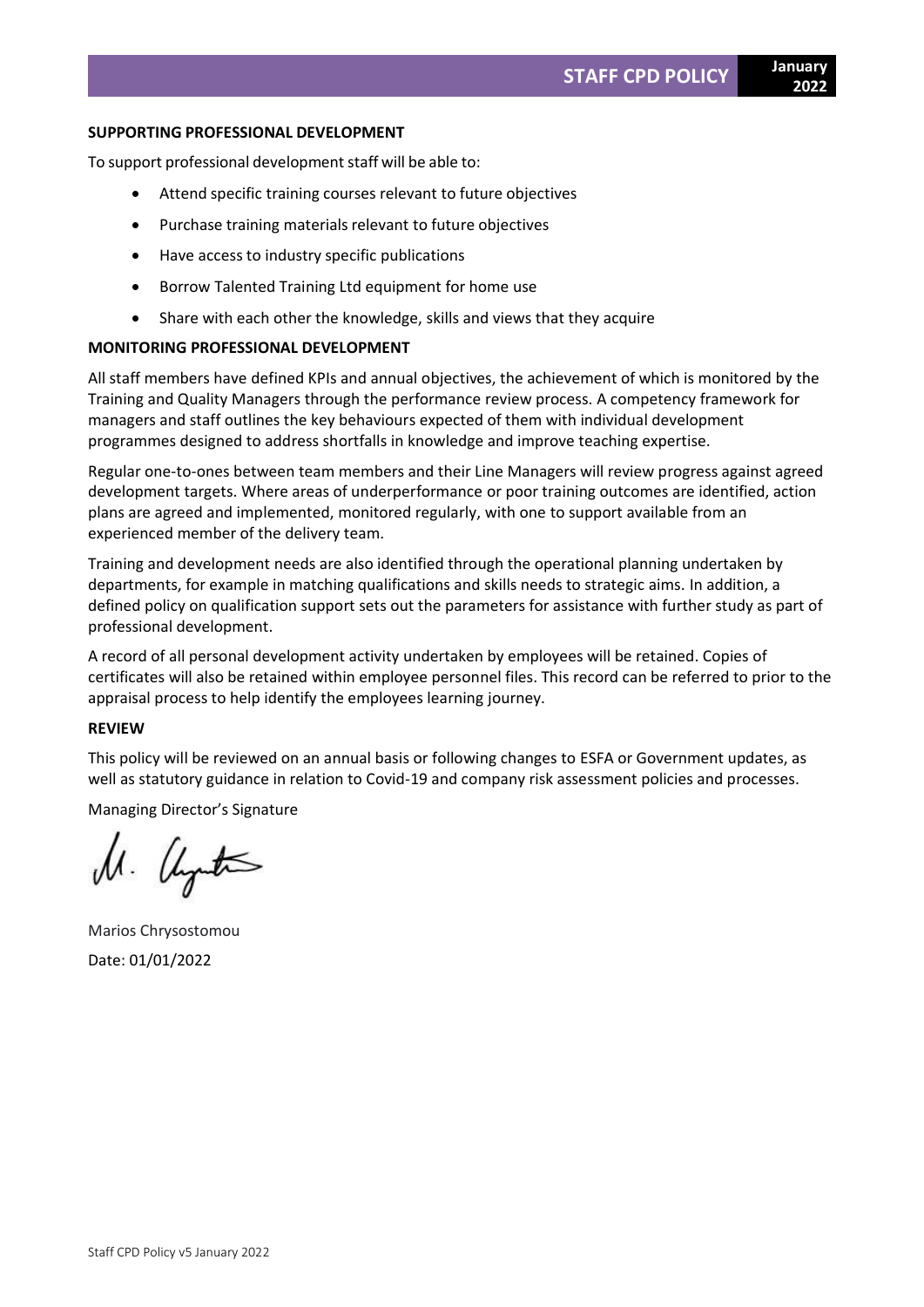## SUPPORTING PROFESSIONAL DEVELOPMENT

To support professional development staff will be able to:

- Attend specific training courses relevant to future objectives
- Purchase training materials relevant to future objectives
- Have access to industry specific publications
- Borrow Talented Training Ltd equipment for home use
- Share with each other the knowledge, skills and views that they acquire

## MONITORING PROFESSIONAL DEVELOPMENT

All staff members have defined KPIs and annual objectives, the achievement of which is monitored by the Training and Quality Managers through the performance review process. A competency framework for managers and staff outlines the key behaviours expected of them with individual development programmes designed to address shortfalls in knowledge and improve teaching expertise.

Regular one-to-ones between team members and their Line Managers will review progress against agreed development targets. Where areas of underperformance or poor training outcomes are identified, action plans are agreed and implemented, monitored regularly, with one to support available from an experienced member of the delivery team.

Training and development needs are also identified through the operational planning undertaken by departments, for example in matching qualifications and skills needs to strategic aims. In addition, a defined policy on qualification support sets out the parameters for assistance with further study as part of professional development.

A record of all personal development activity undertaken by employees will be retained. Copies of certificates will also be retained within employee personnel files. This record can be referred to prior to the appraisal process to help identify the employees learning journey.

## REVIEW

This policy will be reviewed on an annual basis or following changes to ESFA or Government updates, as well as statutory guidance in relation to Covid-19 and company risk assessment policies and processes.

Managing Director's Signature

Marios Chrysostomou

Date: 01/01/2022